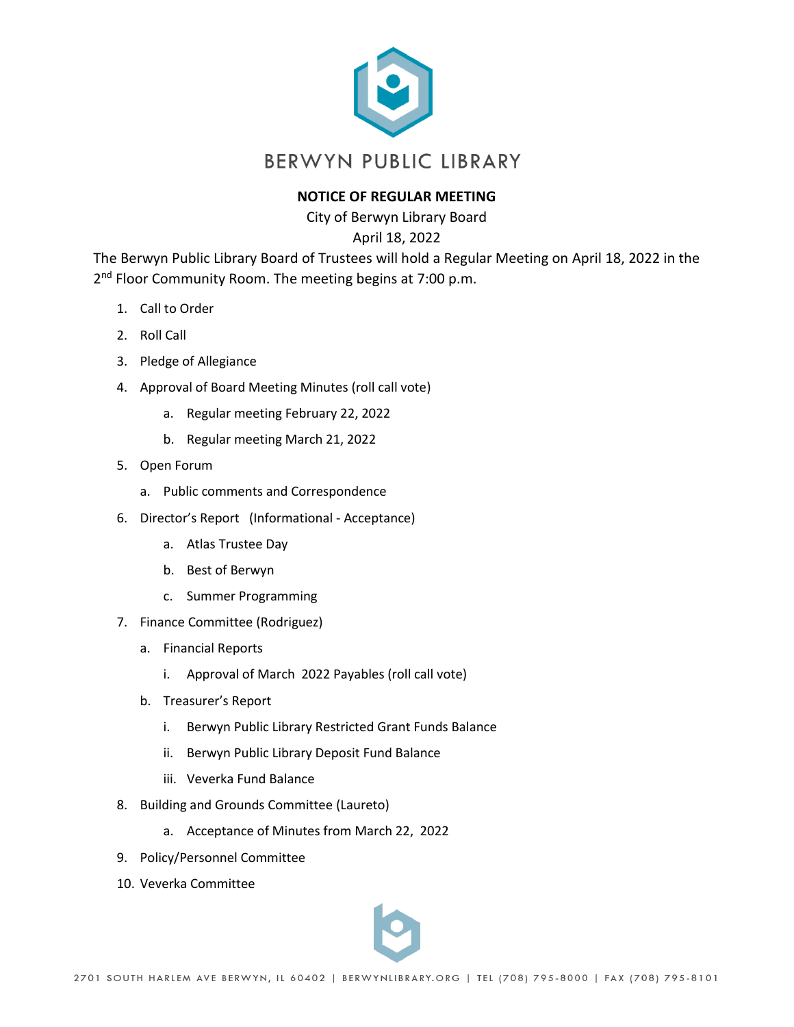# BERWYN PUBLIC LIBRARY

**NOTICE OF REGULAR MEETING**

City of Berwyn Library Board

April 18, 2022

The Berwyn Public Library Board of Trustees will hold a Regular Meeting on April 18, 2022 in the 2nd Floor Community Room. The meeting begins at 7:00 p.m.

1. Call to Order
2. Roll Call
3. Pledge of Allegiance
4. Approval of Board Meeting Minutes (roll call vote)
   a. Regular meeting February 22, 2022
   b. Regular meeting March 21, 2022
5. Open Forum
   a. Public comments and Correspondence
6. Director's Report (Informational - Acceptance)
   a. Atlas Trustee Day
   b. Best of Berwyn
   c. Summer Programming
7. Finance Committee (Rodriguez)
   a. Financial Reports
      i. Approval of March 2022 Payables (roll call vote)
   b. Treasurer's Report
      i. Berwyn Public Library Restricted Grant Funds Balance
      ii. Berwyn Public Library Deposit Fund Balance
      iii. Veverka Fund Balance
8. Building and Grounds Committee (Laureto)
   a. Acceptance of Minutes from March 22, 2022
9. Policy/Personnel Committee
10. Veverka Committee

2701 SOUTH HARLEM AVE BERWYN, IL 60402 | BERWYNLIBRARY.ORG | TEL (708) 795-8000 | FAX (708) 795-8101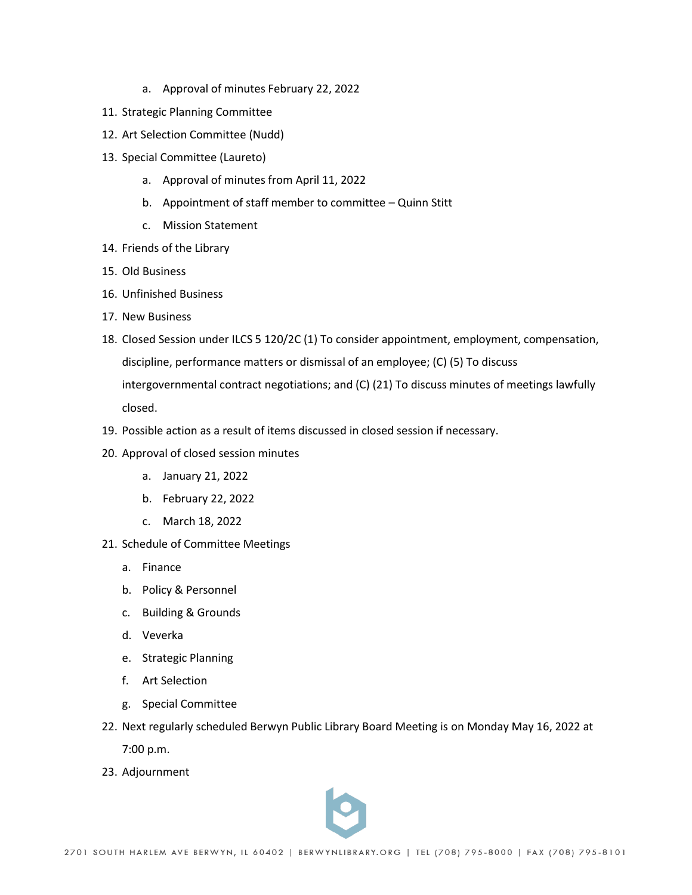a. Approval of minutes February 22, 2022

11. Strategic Planning Committee
12. Art Selection Committee (Nudd)
13. Special Committee (Laureto)
    a. Approval of minutes from April 11, 2022
    b. Appointment of staff member to committee – Quinn Stitt
    c. Mission Statement
14. Friends of the Library
15. Old Business
16. Unfinished Business
17. New Business
18. Closed Session under ILCS 5 120/2C (1) To consider appointment, employment, compensation, discipline, performance matters or dismissal of an employee; (C) (5) To discuss intergovernmental contract negotiations; and (C) (21) To discuss minutes of meetings lawfully closed.
19. Possible action as a result of items discussed in closed session if necessary.
20. Approval of closed session minutes
    a. January 21, 2022
    b. February 22, 2022
    c. March 18, 2022
21. Schedule of Committee Meetings
    a. Finance
    b. Policy & Personnel
    c. Building & Grounds
    d. Veverka
    e. Strategic Planning
    f. Art Selection
    g. Special Committee
22. Next regularly scheduled Berwyn Public Library Board Meeting is on Monday May 16, 2022 at 7:00 p.m.
23. Adjournment

2701 SOUTH HARLEM AVE BERWYN, IL 60402 | BERWYNLIBRARY.ORG | TEL (708) 795-8000 | FAX (708) 795-8101